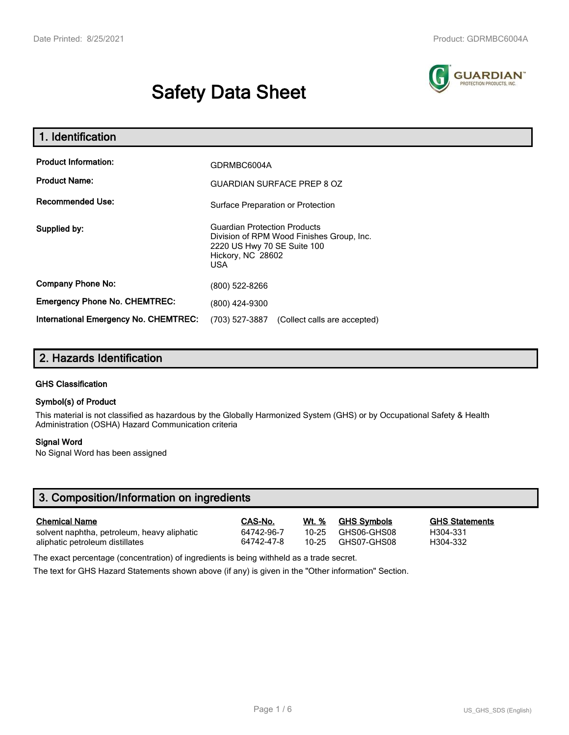# Safety Data Sheet

## 1. Identification

| | |
|---|---|
| **Product Information:** | GDRMBC6004A |
| **Product Name:** | GUARDIAN SURFACE PREP 8 OZ |
| **Recommended Use:** | Surface Preparation or Protection |
| **Supplied by:** | Guardian Protection Products<br>Division of RPM Wood Finishes Group, Inc.<br>2220 US Hwy 70 SE Suite 100<br>Hickory, NC 28602<br>USA |
| **Company Phone No:** | (800) 522-8266 |
| **Emergency Phone No. CHEMTREC:** | (800) 424-9300 |
| **International Emergency No. CHEMTREC:** | (703) 527-3887 (Collect calls are accepted) |

## 2. Hazards Identification

### GHS Classification

### Symbol(s) of Product

This material is not classified as hazardous by the Globally Harmonized System (GHS) or by Occupational Safety & Health Administration (OSHA) Hazard Communication criteria

### Signal Word

No Signal Word has been assigned

## 3. Composition/Information on ingredients

| Chemical Name | CAS-No. | Wt. % | GHS Symbols | GHS Statements |
|---|---|---|---|---|
| solvent naphtha, petroleum, heavy aliphatic | 64742-96-7 | 10-25 | GHS06-GHS08 | H304-331 |
| aliphatic petroleum distillates | 64742-47-8 | 10-25 | GHS07-GHS08 | H304-332 |

The exact percentage (concentration) of ingredients is being withheld as a trade secret.

The text for GHS Hazard Statements shown above (if any) is given in the "Other information" Section.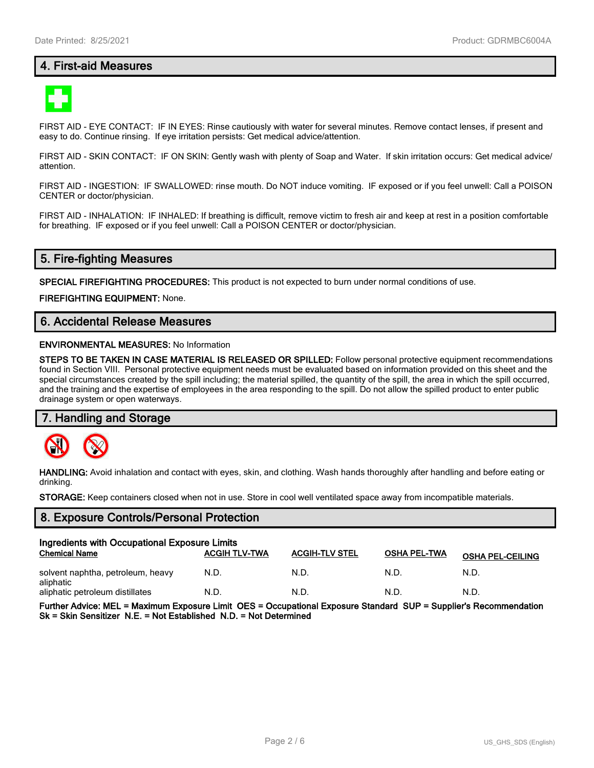## 4. First-aid Measures

FIRST AID - EYE CONTACT: IF IN EYES: Rinse cautiously with water for several minutes. Remove contact lenses, if present and easy to do. Continue rinsing. If eye irritation persists: Get medical advice/attention.

FIRST AID - SKIN CONTACT: IF ON SKIN: Gently wash with plenty of Soap and Water. If skin irritation occurs: Get medical advice/ attention.

FIRST AID - INGESTION: IF SWALLOWED: rinse mouth. Do NOT induce vomiting. IF exposed or if you feel unwell: Call a POISON CENTER or doctor/physician.

FIRST AID - INHALATION: IF INHALED: If breathing is difficult, remove victim to fresh air and keep at rest in a position comfortable for breathing. IF exposed or if you feel unwell: Call a POISON CENTER or doctor/physician.

## 5. Fire-fighting Measures

**SPECIAL FIREFIGHTING PROCEDURES:** This product is not expected to burn under normal conditions of use.

**FIREFIGHTING EQUIPMENT:** None.

## 6. Accidental Release Measures

**ENVIRONMENTAL MEASURES:** No Information

**STEPS TO BE TAKEN IN CASE MATERIAL IS RELEASED OR SPILLED:** Follow personal protective equipment recommendations found in Section VIII. Personal protective equipment needs must be evaluated based on information provided on this sheet and the special circumstances created by the spill including; the material spilled, the quantity of the spill, the area in which the spill occurred, and the training and the expertise of employees in the area responding to the spill. Do not allow the spilled product to enter public drainage system or open waterways.

## 7. Handling and Storage

**HANDLING:** Avoid inhalation and contact with eyes, skin, and clothing. Wash hands thoroughly after handling and before eating or drinking.

**STORAGE:** Keep containers closed when not in use. Store in cool well ventilated space away from incompatible materials.

## 8. Exposure Controls/Personal Protection

**Ingredients with Occupational Exposure Limits**

| Chemical Name | ACGIH TLV-TWA | ACGIH-TLV STEL | OSHA PEL-TWA | OSHA PEL-CEILING |
|---|---|---|---|---|
| solvent naphtha, petroleum, heavy aliphatic | N.D. | N.D. | N.D. | N.D. |
| aliphatic petroleum distillates | N.D. | N.D. | N.D. | N.D. |

**Further Advice: MEL = Maximum Exposure Limit OES = Occupational Exposure Standard SUP = Supplier's Recommendation Sk = Skin Sensitizer N.E. = Not Established N.D. = Not Determined**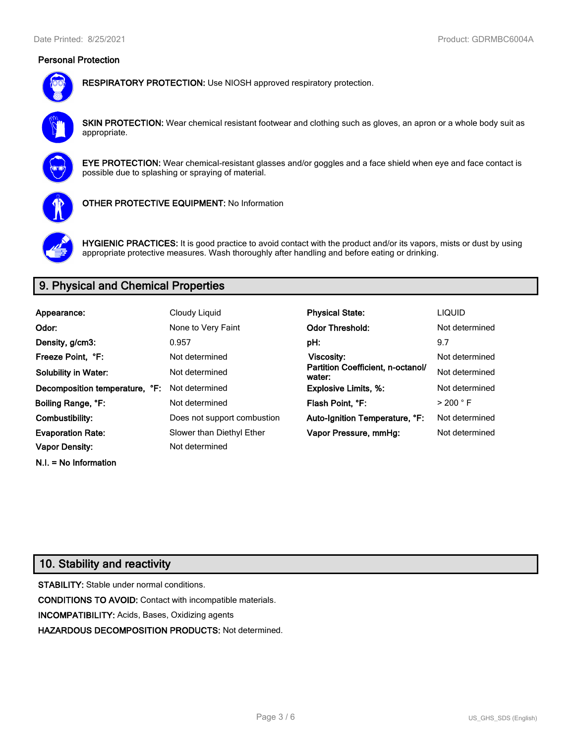### Personal Protection

**RESPIRATORY PROTECTION:** Use NIOSH approved respiratory protection.

**SKIN PROTECTION:** Wear chemical resistant footwear and clothing such as gloves, an apron or a whole body suit as appropriate.

**EYE PROTECTION:** Wear chemical-resistant glasses and/or goggles and a face shield when eye and face contact is possible due to splashing or spraying of material.

**OTHER PROTECTIVE EQUIPMENT:** No Information

**HYGIENIC PRACTICES:** It is good practice to avoid contact with the product and/or its vapors, mists or dust by using appropriate protective measures. Wash thoroughly after handling and before eating or drinking.

## 9. Physical and Chemical Properties

| | | | |
|---|---|---|---|
| **Appearance:** | Cloudy Liquid | **Physical State:** | LIQUID |
| **Odor:** | None to Very Faint | **Odor Threshold:** | Not determined |
| **Density, g/cm3:** | 0.957 | **pH:** | 9.7 |
| **Freeze Point, °F:** | Not determined | **Viscosity:** | Not determined |
| **Solubility in Water:** | Not determined | **Partition Coefficient, n-octanol/ water:** | Not determined |
| **Decomposition temperature, °F:** | Not determined | **Explosive Limits, %:** | Not determined |
| **Boiling Range, °F:** | Not determined | **Flash Point, °F:** | > 200 ° F |
| **Combustibility:** | Does not support combustion | **Auto-Ignition Temperature, °F:** | Not determined |
| **Evaporation Rate:** | Slower than Diethyl Ether | **Vapor Pressure, mmHg:** | Not determined |
| **Vapor Density:** | Not determined | | |

**N.I. = No Information**

## 10. Stability and reactivity

**STABILITY:** Stable under normal conditions.

**CONDITIONS TO AVOID:** Contact with incompatible materials.

**INCOMPATIBILITY:** Acids, Bases, Oxidizing agents

**HAZARDOUS DECOMPOSITION PRODUCTS:** Not determined.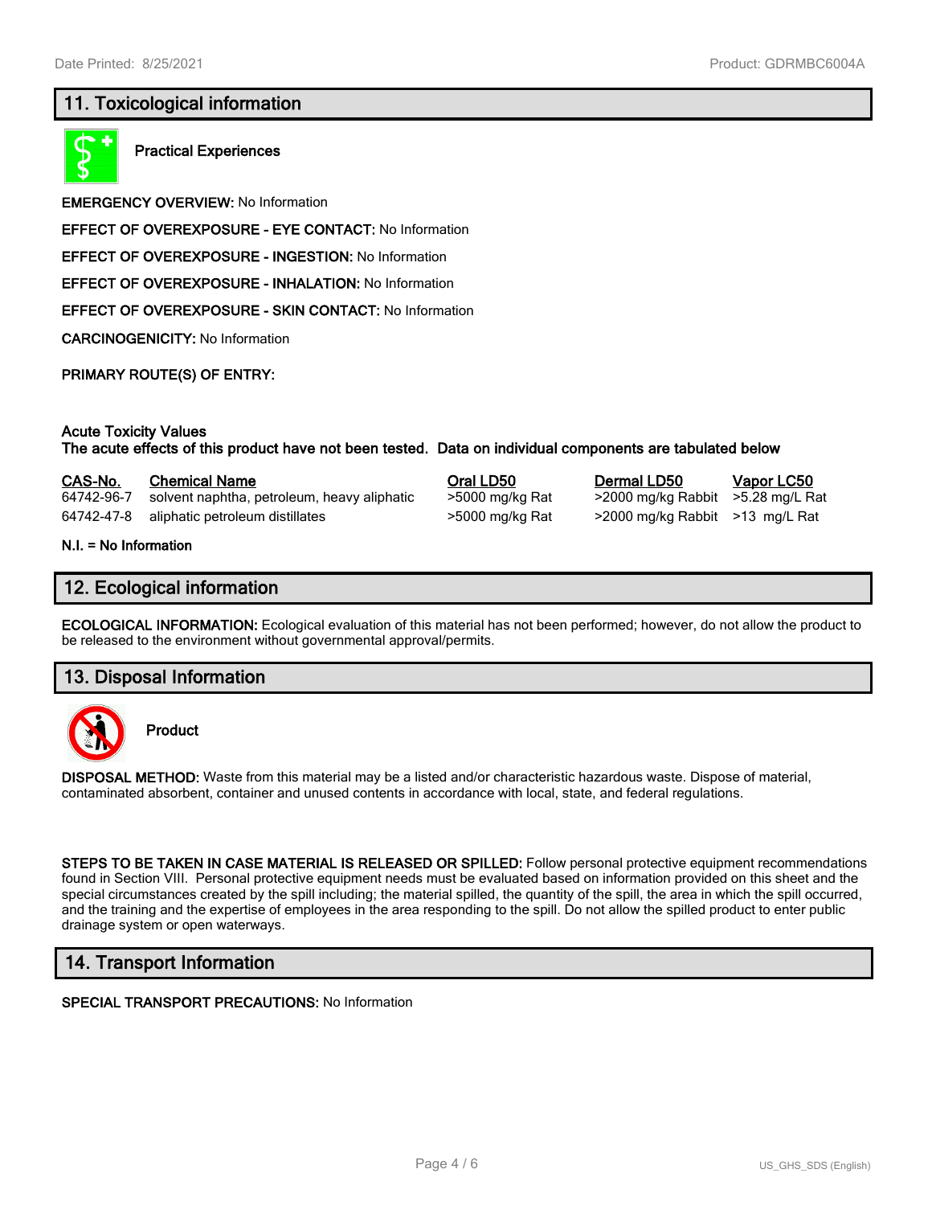## 11. Toxicological information

**Practical Experiences**

**EMERGENCY OVERVIEW:** No Information

**EFFECT OF OVEREXPOSURE - EYE CONTACT:** No Information

**EFFECT OF OVEREXPOSURE - INGESTION:** No Information

**EFFECT OF OVEREXPOSURE - INHALATION:** No Information

**EFFECT OF OVEREXPOSURE - SKIN CONTACT:** No Information

**CARCINOGENICITY:** No Information

**PRIMARY ROUTE(S) OF ENTRY:**

**Acute Toxicity Values**
**The acute effects of this product have not been tested. Data on individual components are tabulated below**

| CAS-No. | Chemical Name | Oral LD50 | Dermal LD50 | Vapor LC50 |
|---|---|---|---|---|
| 64742-96-7 | solvent naphtha, petroleum, heavy aliphatic | >5000 mg/kg Rat | >2000 mg/kg Rabbit | >5.28 mg/L Rat |
| 64742-47-8 | aliphatic petroleum distillates | >5000 mg/kg Rat | >2000 mg/kg Rabbit | >13 mg/L Rat |

**N.I. = No Information**

## 12. Ecological information

**ECOLOGICAL INFORMATION:** Ecological evaluation of this material has not been performed; however, do not allow the product to be released to the environment without governmental approval/permits.

## 13. Disposal Information

**Product**

**DISPOSAL METHOD:** Waste from this material may be a listed and/or characteristic hazardous waste. Dispose of material, contaminated absorbent, container and unused contents in accordance with local, state, and federal regulations.

**STEPS TO BE TAKEN IN CASE MATERIAL IS RELEASED OR SPILLED:** Follow personal protective equipment recommendations found in Section VIII. Personal protective equipment needs must be evaluated based on information provided on this sheet and the special circumstances created by the spill including; the material spilled, the quantity of the spill, the area in which the spill occurred, and the training and the expertise of employees in the area responding to the spill. Do not allow the spilled product to enter public drainage system or open waterways.

## 14. Transport Information

**SPECIAL TRANSPORT PRECAUTIONS:** No Information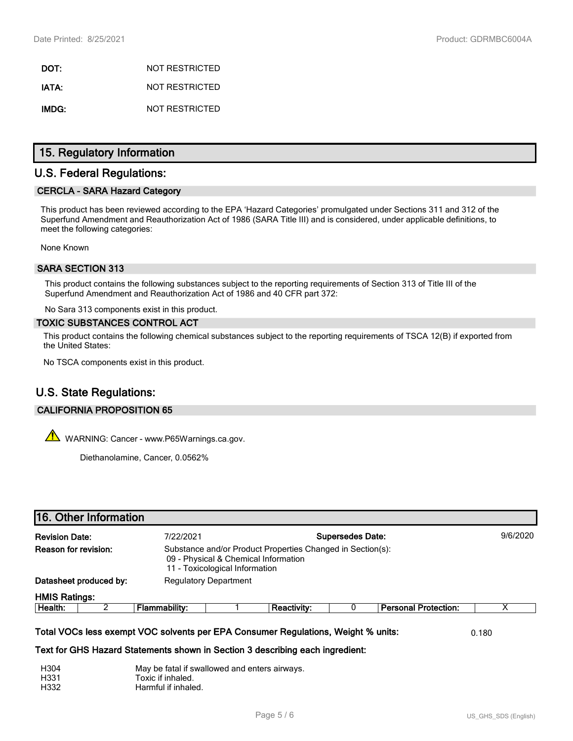**DOT:** NOT RESTRICTED

**IATA:** NOT RESTRICTED

**IMDG:** NOT RESTRICTED

## 15. Regulatory Information

## U.S. Federal Regulations:

### CERCLA - SARA Hazard Category

This product has been reviewed according to the EPA 'Hazard Categories' promulgated under Sections 311 and 312 of the Superfund Amendment and Reauthorization Act of 1986 (SARA Title III) and is considered, under applicable definitions, to meet the following categories:

None Known

### SARA SECTION 313

This product contains the following substances subject to the reporting requirements of Section 313 of Title III of the Superfund Amendment and Reauthorization Act of 1986 and 40 CFR part 372:

No Sara 313 components exist in this product.

### TOXIC SUBSTANCES CONTROL ACT

This product contains the following chemical substances subject to the reporting requirements of TSCA 12(B) if exported from the United States:

No TSCA components exist in this product.

## U.S. State Regulations:

### CALIFORNIA PROPOSITION 65

⚠ WARNING: Cancer - www.P65Warnings.ca.gov.

Diethanolamine, Cancer, 0.0562%

## 16. Other Information

**Revision Date:** 7/22/2021 **Supersedes Date:** 9/6/2020

**Reason for revision:** Substance and/or Product Properties Changed in Section(s):
09 - Physical & Chemical Information
11 - Toxicological Information

**Datasheet produced by:** Regulatory Department

**HMIS Ratings:**

| Health: | 2 | Flammability: | 1 | Reactivity: | 0 | Personal Protection: | X |
|---|---|---|---|---|---|---|---|

**Total VOCs less exempt VOC solvents per EPA Consumer Regulations, Weight % units:** 0.180

**Text for GHS Hazard Statements shown in Section 3 describing each ingredient:**

H304 May be fatal if swallowed and enters airways.
H331 Toxic if inhaled.
H332 Harmful if inhaled.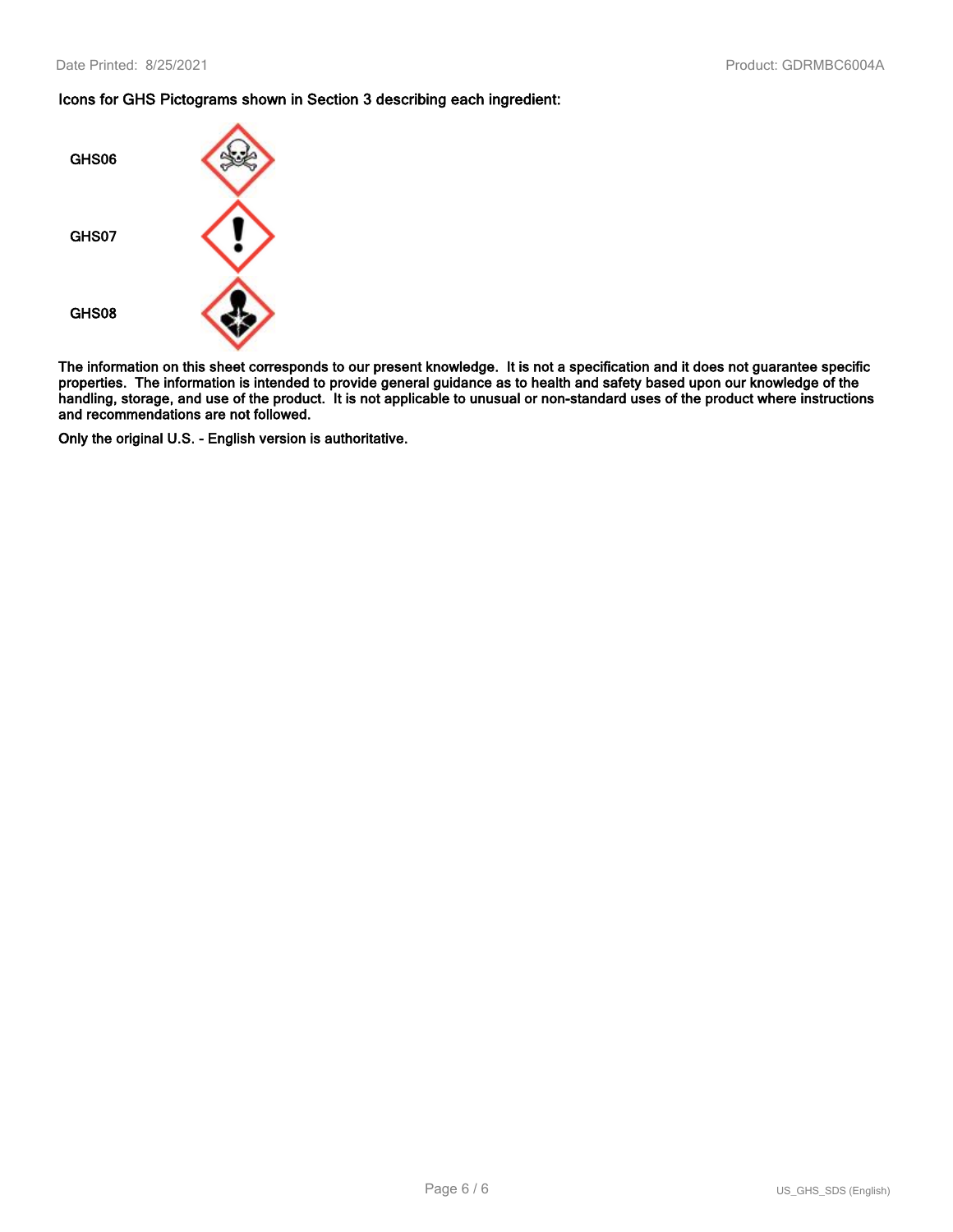**Icons for GHS Pictograms shown in Section 3 describing each ingredient:**

GHS06

GHS07

GHS08

**The information on this sheet corresponds to our present knowledge. It is not a specification and it does not guarantee specific properties. The information is intended to provide general guidance as to health and safety based upon our knowledge of the handling, storage, and use of the product. It is not applicable to unusual or non-standard uses of the product where instructions and recommendations are not followed.**

**Only the original U.S. - English version is authoritative.**